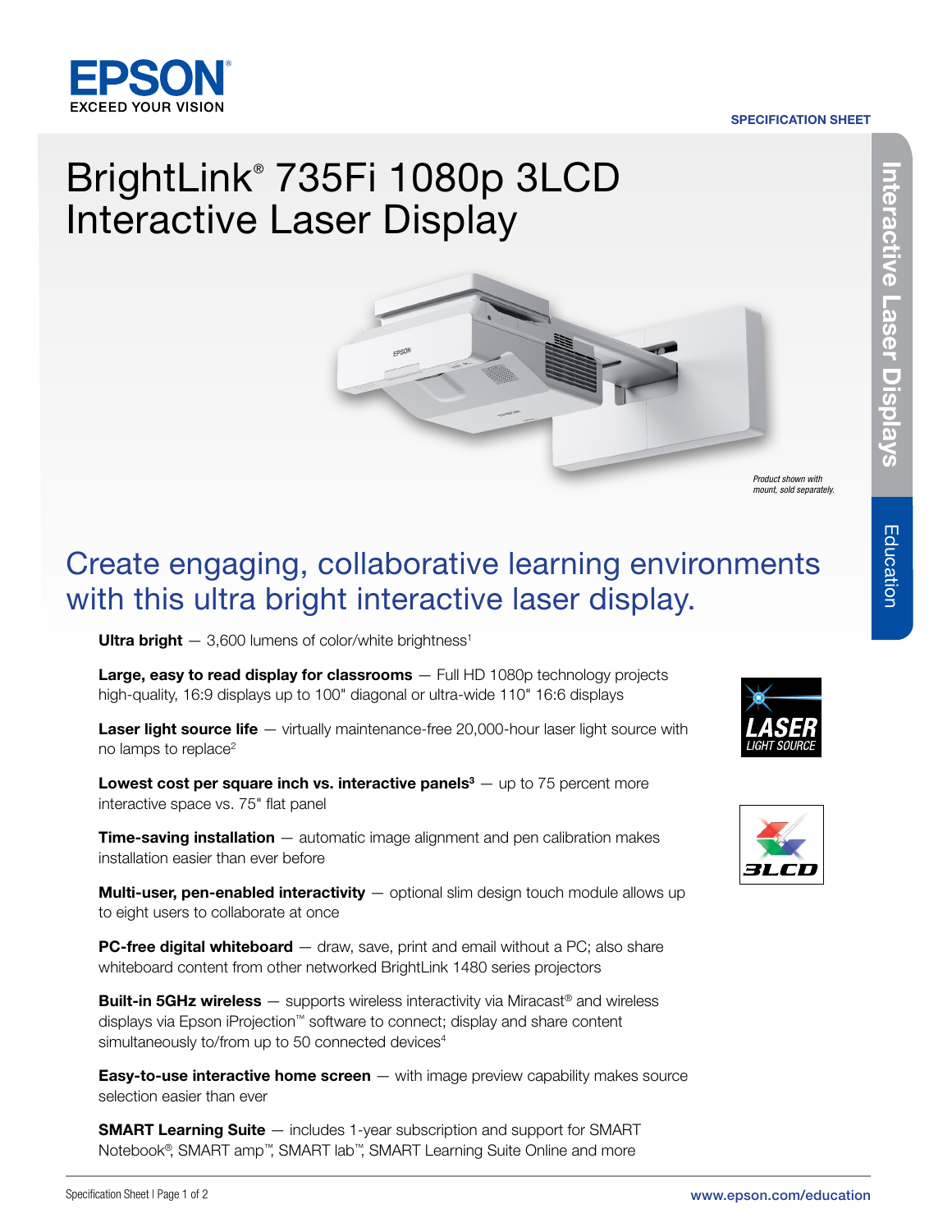SPECIFICATION SHEET

# BrightLink® 735Fi 1080p 3LCD Interactive Laser Display

*Product shown with mount, sold separately.*

## Create engaging, collaborative learning environments with this ultra bright interactive laser display.

**Ultra bright** — 3,600 lumens of color/white brightness[1]

**Large, easy to read display for classrooms** — Full HD 1080p technology projects high-quality, 16:9 displays up to 100" diagonal or ultra-wide 110" 16:6 displays

**Laser light source life** — virtually maintenance-free 20,000-hour laser light source with no lamps to replace[2]

**Lowest cost per square inch vs. interactive panels[3]** — up to 75 percent more interactive space vs. 75" flat panel

**Time-saving installation** — automatic image alignment and pen calibration makes installation easier than ever before

**Multi-user, pen-enabled interactivity** — optional slim design touch module allows up to eight users to collaborate at once

**PC-free digital whiteboard** — draw, save, print and email without a PC; also share whiteboard content from other networked BrightLink 1480 series projectors

**Built-in 5GHz wireless** — supports wireless interactivity via Miracast® and wireless displays via Epson iProjection™ software to connect; display and share content simultaneously to/from up to 50 connected devices[4]

**Easy-to-use interactive home screen** — with image preview capability makes source selection easier than ever

**SMART Learning Suite** — includes 1-year subscription and support for SMART Notebook®, SMART amp™, SMART lab™, SMART Learning Suite Online and more

LASER LIGHT SOURCE

3LCD

Interactive Laser Displays

Education

www.epson.com/education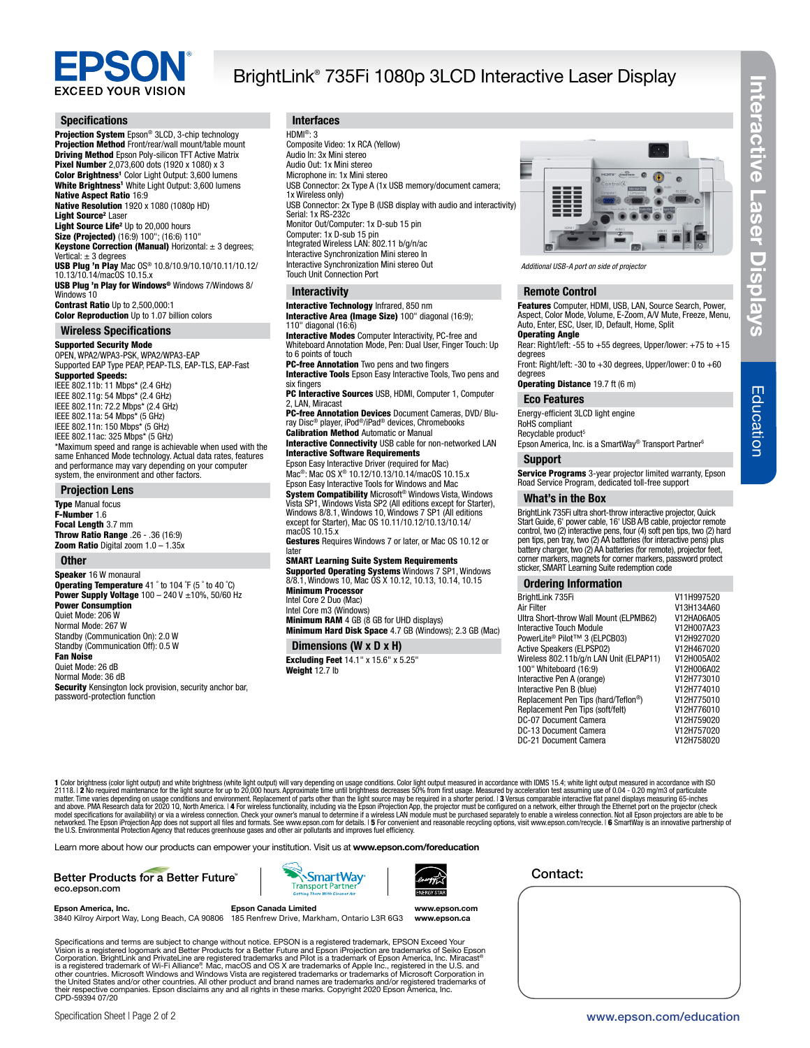# BrightLink® 735Fi 1080p 3LCD Interactive Laser Display

## Specifications

**Projection System** Epson® 3LCD, 3-chip technology
**Projection Method** Front/rear/wall mount/table mount
**Driving Method** Epson Poly-silicon TFT Active Matrix
**Pixel Number** 2,073,600 dots (1920 x 1080) x 3
**Color Brightness**[1] Color Light Output: 3,600 lumens
**White Brightness**[1] White Light Output: 3,600 lumens
**Native Aspect Ratio** 16:9
**Native Resolution** 1920 x 1080 (1080p HD)
**Light Source**[2] Laser
**Light Source Life**[2] Up to 20,000 hours
**Size (Projected)** (16:9) 100"; (16:6) 110"
**Keystone Correction (Manual)** Horizontal: ± 3 degrees; Vertical: ± 3 degrees
**USB Plug 'n Play** Mac OS® 10.8/10.9/10.10/10.11/10.12/10.13/10.14/macOS 10.15.x
**USB Plug 'n Play for Windows®** Windows 7/Windows 8/Windows 10
**Contrast Ratio** Up to 2,500,000:1
**Color Reproduction** Up to 1.07 billion colors

## Wireless Specifications

**Supported Security Mode**
OPEN, WPA2/WPA3-PSK, WPA2/WPA3-EAP
Supported EAP Type PEAP, PEAP-TLS, EAP-TLS, EAP-Fast
**Supported Speeds:**
IEEE 802.11b: 11 Mbps* (2.4 GHz)
IEEE 802.11g: 54 Mbps* (2.4 GHz)
IEEE 802.11n: 72.2 Mbps* (2.4 GHz)
IEEE 802.11a: 54 Mbps* (5 GHz)
IEEE 802.11n: 150 Mbps* (5 GHz)
IEEE 802.11ac: 325 Mbps* (5 GHz)
*Maximum speed and range is achievable when used with the same Enhanced Mode technology. Actual data rates, features and performance may vary depending on your computer system, the environment and other factors.

## Projection Lens

**Type** Manual focus
**F-Number** 1.6
**Focal Length** 3.7 mm
**Throw Ratio Range** .26 - .36 (16:9)
**Zoom Ratio** Digital zoom 1.0 – 1.35x

## Other

**Speaker** 16 W monaural
**Operating Temperature** 41 ˚ to 104 ˚F (5 ˚ to 40 ˚C)
**Power Supply Voltage** 100 – 240 V ±10%, 50/60 Hz
**Power Consumption**
Quiet Mode: 206 W
Normal Mode: 267 W
Standby (Communication On): 2.0 W
Standby (Communication Off): 0.5 W
**Fan Noise**
Quiet Mode: 26 dB
Normal Mode: 36 dB
**Security** Kensington lock provision, security anchor bar, password-protection function

## Interfaces

HDMI®: 3
Composite Video: 1x RCA (Yellow)
Audio In: 3x Mini stereo
Audio Out: 1x Mini stereo
Microphone in: 1x Mini stereo
USB Connector: 2x Type A (1x USB memory/document camera; 1x Wireless only)
USB Connector: 2x Type B (USB display with audio and interactivity)
Serial: 1x RS-232c
Monitor Out/Computer: 1x D-sub 15 pin
Computer: 1x D-sub 15 pin
Integrated Wireless LAN: 802.11 b/g/n/ac
Interactive Synchronization Mini stereo In
Interactive Synchronization Mini stereo Out
Touch Unit Connection Port

*Additional USB-A port on side of projector*

## Interactivity

**Interactive Technology** Infrared, 850 nm
**Interactive Area (Image Size)** 100" diagonal (16:9); 110" diagonal (16:6)
**Interactive Modes** Computer Interactivity, PC-free and Whiteboard Annotation Mode, Pen: Dual User, Finger Touch: Up to 6 points of touch
**PC-free Annotation** Two pens and two fingers
**Interactive Tools** Epson Easy Interactive Tools, Two pens and six fingers
**PC Interactive Sources** USB, HDMI, Computer 1, Computer 2, LAN, Miracast
**PC-free Annotation Devices** Document Cameras, DVD/ Blu-ray Disc® player, iPod®/iPad® devices, Chromebooks
**Calibration Method** Automatic or Manual
**Interactive Connectivity** USB cable for non-networked LAN
**Interactive Software Requirements**
Epson Easy Interactive Driver (required for Mac)
Mac®: Mac OS X® 10.12/10.13/10.14/macOS 10.15.x
Epson Easy Interactive Tools for Windows and Mac
**System Compatibility** Microsoft® Windows Vista, Windows Vista SP1, Windows Vista SP2 (All editions except for Starter), Windows 8/8.1, Windows 10, Windows 7 SP1 (All editions except for Starter), Mac OS 10.11/10.12/10.13/10.14/macOS 10.15.x
**Gestures** Requires Windows 7 or later, or Mac OS 10.12 or later
**SMART Learning Suite System Requirements**
**Supported Operating Systems** Windows 7 SP1, Windows 8/8.1, Windows 10, Mac OS X 10.12, 10.13, 10.14, 10.15
**Minimum Processor**
Intel Core 2 Duo (Mac)
Intel Core m3 (Windows)
**Minimum RAM** 4 GB (8 GB for UHD displays)
**Minimum Hard Disk Space** 4.7 GB (Windows); 2.3 GB (Mac)

## Dimensions (W x D x H)

**Excluding Feet** 14.1" x 15.6" x 5.25"
**Weight** 12.7 lb

## Remote Control

**Features** Computer, HDMI, USB, LAN, Source Search, Power, Aspect, Color Mode, Volume, E-Zoom, A/V Mute, Freeze, Menu, Auto, Enter, ESC, User, ID, Default, Home, Split
**Operating Angle**
Rear: Right/left: -55 to +55 degrees, Upper/lower: +75 to +15 degrees
Front: Right/left: -30 to +30 degrees, Upper/lower: 0 to +60 degrees
**Operating Distance** 19.7 ft (6 m)

## Eco Features

Energy-efficient 3LCD light engine
RoHS compliant
Recyclable product[5]
Epson America, Inc. is a SmartWay® Transport Partner[6]

## Support

**Service Programs** 3-year projector limited warranty, Epson Road Service Program, dedicated toll-free support

## What's in the Box

BrightLink 735Fi ultra short-throw interactive projector, Quick Start Guide, 6' power cable, 16' USB A/B cable, projector remote control, two (2) interactive pens, four (4) soft pen tips, two (2) hard pen tips, pen tray, two (2) AA batteries (for interactive pens) plus battery charger, two (2) AA batteries (for remote), projector feet, corner markers, magnets for corner markers, password protect sticker, SMART Learning Suite redemption code

## Ordering Information

| | |
|---|---|
| BrightLink 735Fi | V11H997520 |
| Air Filter | V13H134A60 |
| Ultra Short-throw Wall Mount (ELPMB62) | V12HA06A05 |
| Interactive Touch Module | V12H007A23 |
| PowerLite® Pilot™ 3 (ELPCB03) | V12H927020 |
| Active Speakers (ELPSP02) | V12H467020 |
| Wireless 802.11b/g/n LAN Unit (ELPAP11) | V12H005A02 |
| 100" Whiteboard (16:9) | V12H006A02 |
| Interactive Pen A (orange) | V12H773010 |
| Interactive Pen B (blue) | V12H774010 |
| Replacement Pen Tips (hard/Teflon®) | V12H775010 |
| Replacement Pen Tips (soft/felt) | V12H776010 |
| DC-07 Document Camera | V12H759020 |
| DC-13 Document Camera | V12H757020 |
| DC-21 Document Camera | V12H758020 |

1 Color brightness (color light output) and white brightness (white light output) will vary depending on usage conditions. Color light output measured in accordance with IDMS 15.4; white light output measured in accordance with ISO 21118. | 2 No required maintenance for the light source for up to 20,000 hours. Approximate time until brightness decreases 50% from first usage. Measured by acceleration test assuming use of 0.04 - 0.20 mg/m3 of particulate matter. Time varies depending on usage conditions and environment. Replacement of parts other than the light source may be required in a shorter period. | 3 Versus comparable interactive flat panel displays measuring 65-inches and above. PMA Research data for 2020 1Q, North America. | 4 For wireless functionality, including via the Epson iProjection App, the projector must be configured on a network, either through the Ethernet port on the projector (check model specifications for availability) or via a wireless connection. Check your owner's manual to determine if a wireless LAN module must be purchased separately to enable a wireless connection. Not all Epson projectors are able to be networked. The Epson iProjection App does not support all files and formats. See www.epson.com for details. | 5 For convenient and reasonable recycling options, visit www.epson.com/recycle. | 6 SmartWay is an innovative partnership of the U.S. Environmental Protection Agency that reduces greenhouse gases and other air pollutants and improves fuel efficiency.

Learn more about how our products can empower your institution. Visit us at **www.epson.com/foreducation**

Better Products for a Better Future™
eco.epson.com

SmartWay Transport Partner — Getting There With Cleaner Air

ENERGY STAR

Contact:

**Epson America, Inc.**
3840 Kilroy Airport Way, Long Beach, CA 90806

**Epson Canada Limited**
185 Renfrew Drive, Markham, Ontario L3R 6G3

**www.epson.com**
**www.epson.ca**

Specifications and terms are subject to change without notice. EPSON is a registered trademark, EPSON Exceed Your Vision is a registered logomark and Better Products for a Better Future and Epson iProjection are trademarks of Seiko Epson Corporation. BrightLink and PrivateLine are registered trademarks and Pilot is a trademark of Epson America, Inc. Miracast® is a registered trademark of Wi-Fi Alliance®. Mac, macOS and OS X are trademarks of Apple Inc., registered in the U.S. and other countries. Microsoft Windows and Windows Vista are registered trademarks or trademarks of Microsoft Corporation in the United States and/or other countries. All other product and brand names are trademarks and/or registered trademarks of their respective companies. Epson disclaims any and all rights in these marks. Copyright 2020 Epson America, Inc.
CPD-59394 07/20

www.epson.com/education